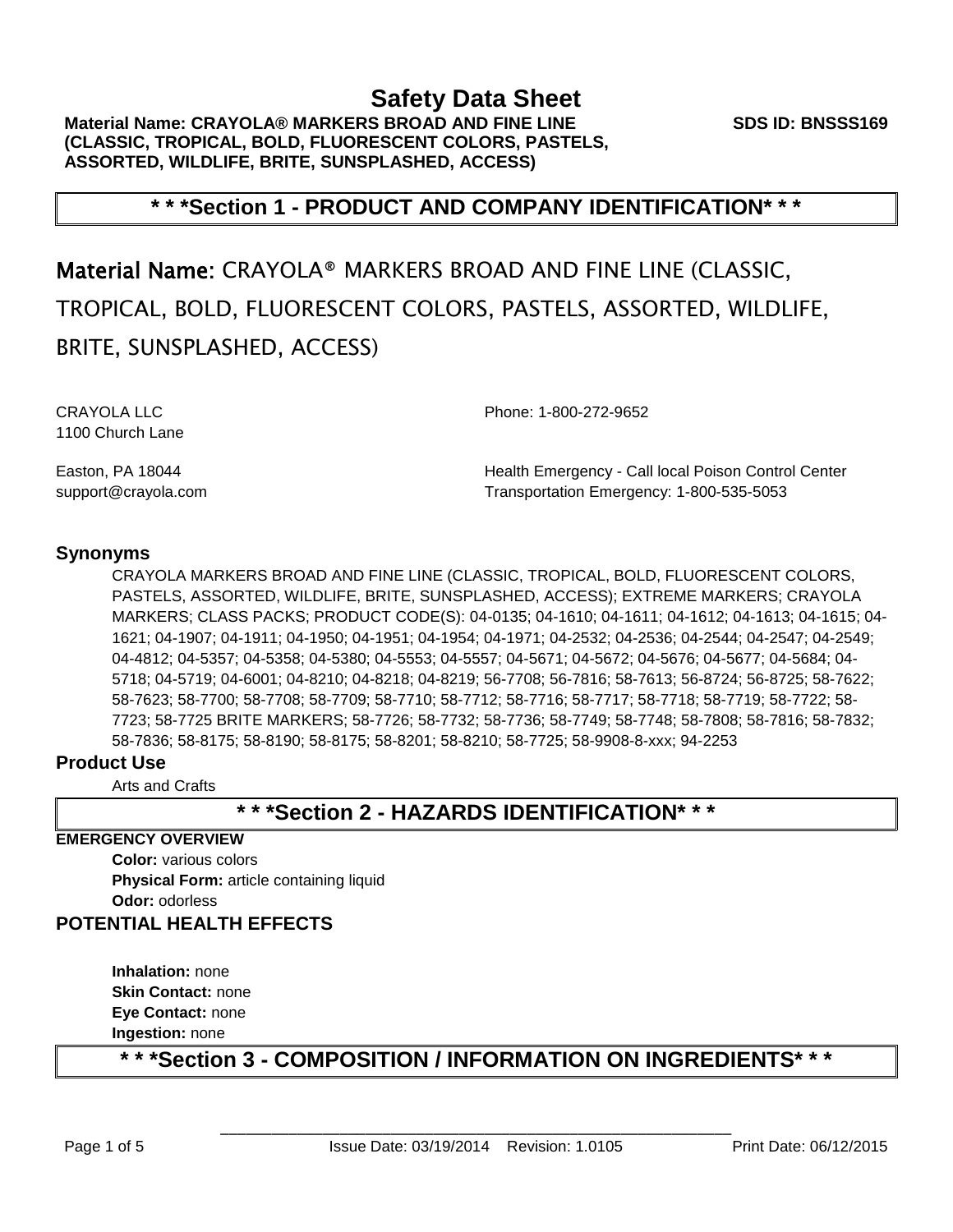# Safety Data Sheet

**Material Name: CRAYOLA® MARKERS BROAD AND FINE LINE (CLASSIC, TROPICAL, BOLD, FLUORESCENT COLORS, PASTELS, ASSORTED, WILDLIFE, BRITE, SUNSPLASHED, ACCESS)** **SDS ID: BNSSS169**

## * * *Section 1 - PRODUCT AND COMPANY IDENTIFICATION* * *

**Material Name:** CRAYOLA® MARKERS BROAD AND FINE LINE (CLASSIC, TROPICAL, BOLD, FLUORESCENT COLORS, PASTELS, ASSORTED, WILDLIFE, BRITE, SUNSPLASHED, ACCESS)

CRAYOLA LLC
1100 Church Lane

Easton, PA 18044
support@crayola.com

Phone: 1-800-272-9652

Health Emergency - Call local Poison Control Center
Transportation Emergency: 1-800-535-5053

### Synonyms

CRAYOLA MARKERS BROAD AND FINE LINE (CLASSIC, TROPICAL, BOLD, FLUORESCENT COLORS, PASTELS, ASSORTED, WILDLIFE, BRITE, SUNSPLASHED, ACCESS); EXTREME MARKERS; CRAYOLA MARKERS; CLASS PACKS; PRODUCT CODE(S): 04-0135; 04-1610; 04-1611; 04-1612; 04-1613; 04-1615; 04-1621; 04-1907; 04-1911; 04-1950; 04-1951; 04-1954; 04-1971; 04-2532; 04-2536; 04-2544; 04-2547; 04-2549; 04-4812; 04-5357; 04-5358; 04-5380; 04-5553; 04-5557; 04-5671; 04-5672; 04-5676; 04-5677; 04-5684; 04-5718; 04-5719; 04-6001; 04-8210; 04-8218; 04-8219; 56-7708; 56-7816; 58-7613; 56-8724; 56-8725; 58-7622; 58-7623; 58-7700; 58-7708; 58-7709; 58-7710; 58-7712; 58-7716; 58-7717; 58-7718; 58-7719; 58-7722; 58-7723; 58-7725 BRITE MARKERS; 58-7726; 58-7732; 58-7736; 58-7749; 58-7748; 58-7808; 58-7816; 58-7832; 58-7836; 58-8175; 58-8190; 58-8175; 58-8201; 58-8210; 58-7725; 58-9908-8-xxx; 94-2253

### Product Use

Arts and Crafts

## * * *Section 2 - HAZARDS IDENTIFICATION* * *

**EMERGENCY OVERVIEW**

**Color:** various colors
**Physical Form:** article containing liquid
**Odor:** odorless

### POTENTIAL HEALTH EFFECTS

**Inhalation:** none
**Skin Contact:** none
**Eye Contact:** none
**Ingestion:** none

## * * *Section 3 - COMPOSITION / INFORMATION ON INGREDIENTS* * *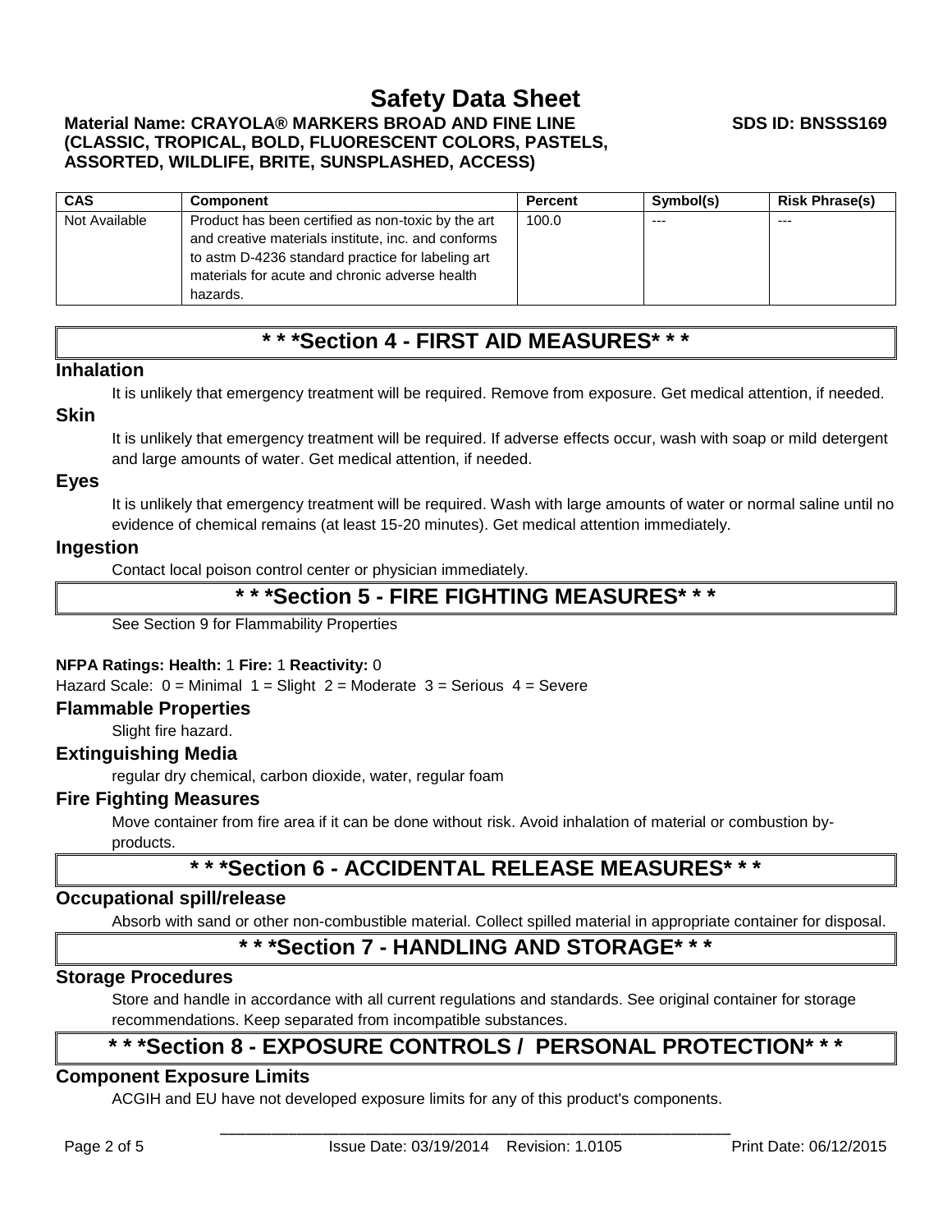| CAS | Component | Percent | Symbol(s) | Risk Phrase(s) |
| --- | --- | --- | --- | --- |
| Not Available | Product has been certified as non-toxic by the art and creative materials institute, inc. and conforms to astm D-4236 standard practice for labeling art materials for acute and chronic adverse health hazards. | 100.0 | --- | --- |

## * * *Section 4 - FIRST AID MEASURES* * *

### Inhalation

It is unlikely that emergency treatment will be required. Remove from exposure. Get medical attention, if needed.

### Skin

It is unlikely that emergency treatment will be required. If adverse effects occur, wash with soap or mild detergent and large amounts of water. Get medical attention, if needed.

### Eyes

It is unlikely that emergency treatment will be required. Wash with large amounts of water or normal saline until no evidence of chemical remains (at least 15-20 minutes). Get medical attention immediately.

### Ingestion

Contact local poison control center or physician immediately.

## * * *Section 5 - FIRE FIGHTING MEASURES* * *

See Section 9 for Flammability Properties

**NFPA Ratings: Health:** 1 **Fire:** 1 **Reactivity:** 0

Hazard Scale: 0 = Minimal 1 = Slight 2 = Moderate 3 = Serious 4 = Severe

### Flammable Properties

Slight fire hazard.

### Extinguishing Media

regular dry chemical, carbon dioxide, water, regular foam

### Fire Fighting Measures

Move container from fire area if it can be done without risk. Avoid inhalation of material or combustion by-products.

## * * *Section 6 - ACCIDENTAL RELEASE MEASURES* * *

### Occupational spill/release

Absorb with sand or other non-combustible material. Collect spilled material in appropriate container for disposal.

## * * *Section 7 - HANDLING AND STORAGE* * *

### Storage Procedures

Store and handle in accordance with all current regulations and standards. See original container for storage recommendations. Keep separated from incompatible substances.

## * * *Section 8 - EXPOSURE CONTROLS / PERSONAL PROTECTION* * *

### Component Exposure Limits

ACGIH and EU have not developed exposure limits for any of this product's components.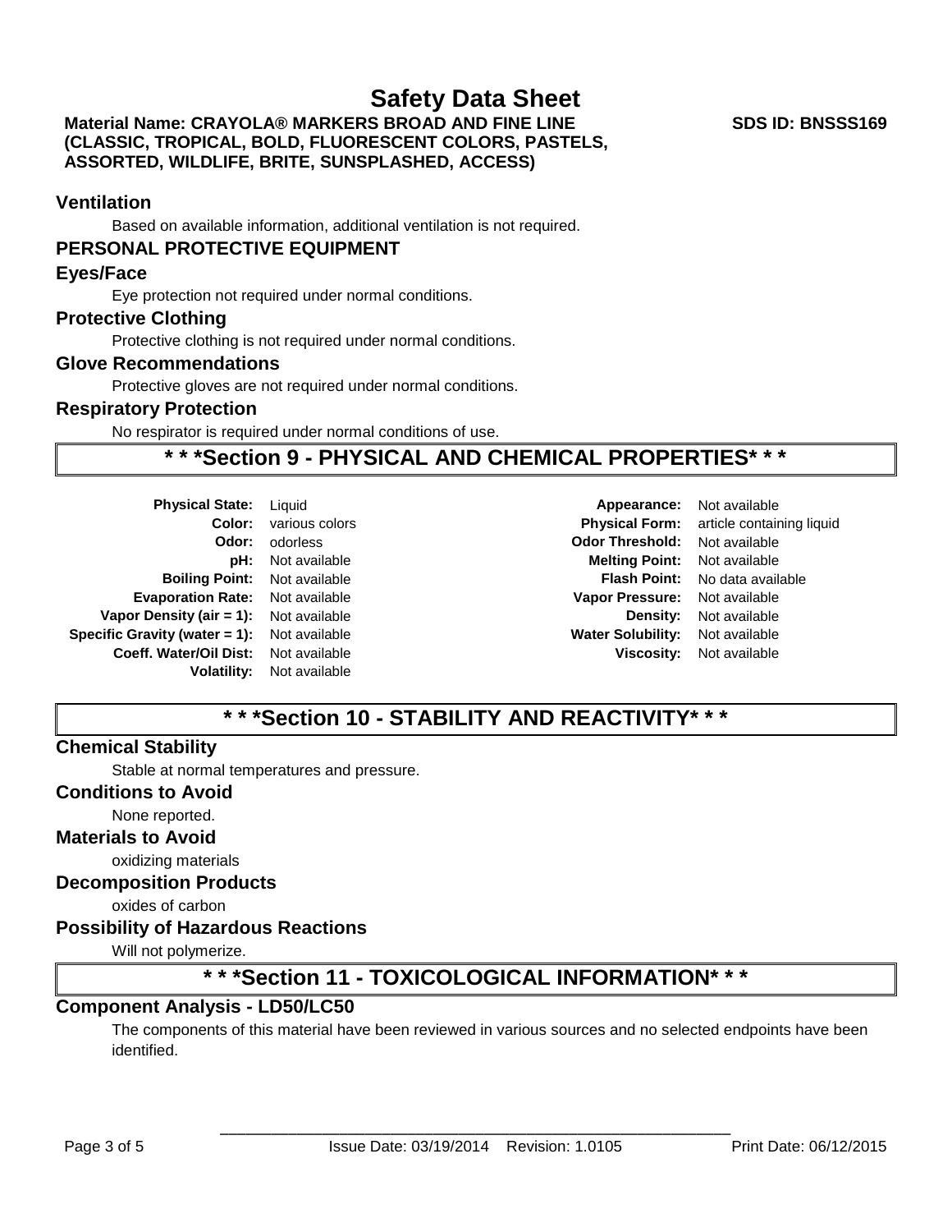### Ventilation

Based on available information, additional ventilation is not required.

## PERSONAL PROTECTIVE EQUIPMENT

### Eyes/Face

Eye protection not required under normal conditions.

### Protective Clothing

Protective clothing is not required under normal conditions.

### Glove Recommendations

Protective gloves are not required under normal conditions.

### Respiratory Protection

No respirator is required under normal conditions of use.

## * * *Section 9 - PHYSICAL AND CHEMICAL PROPERTIES* * *

| | | | |
|---|---|---|---|
| **Physical State:** | Liquid | **Appearance:** | Not available |
| **Color:** | various colors | **Physical Form:** | article containing liquid |
| **Odor:** | odorless | **Odor Threshold:** | Not available |
| **pH:** | Not available | **Melting Point:** | Not available |
| **Boiling Point:** | Not available | **Flash Point:** | No data available |
| **Evaporation Rate:** | Not available | **Vapor Pressure:** | Not available |
| **Vapor Density (air = 1):** | Not available | **Density:** | Not available |
| **Specific Gravity (water = 1):** | Not available | **Water Solubility:** | Not available |
| **Coeff. Water/Oil Dist:** | Not available | **Viscosity:** | Not available |
| **Volatility:** | Not available | | |

## * * *Section 10 - STABILITY AND REACTIVITY* * *

### Chemical Stability

Stable at normal temperatures and pressure.

### Conditions to Avoid

None reported.

### Materials to Avoid

oxidizing materials

### Decomposition Products

oxides of carbon

### Possibility of Hazardous Reactions

Will not polymerize.

## * * *Section 11 - TOXICOLOGICAL INFORMATION* * *

### Component Analysis - LD50/LC50

The components of this material have been reviewed in various sources and no selected endpoints have been identified.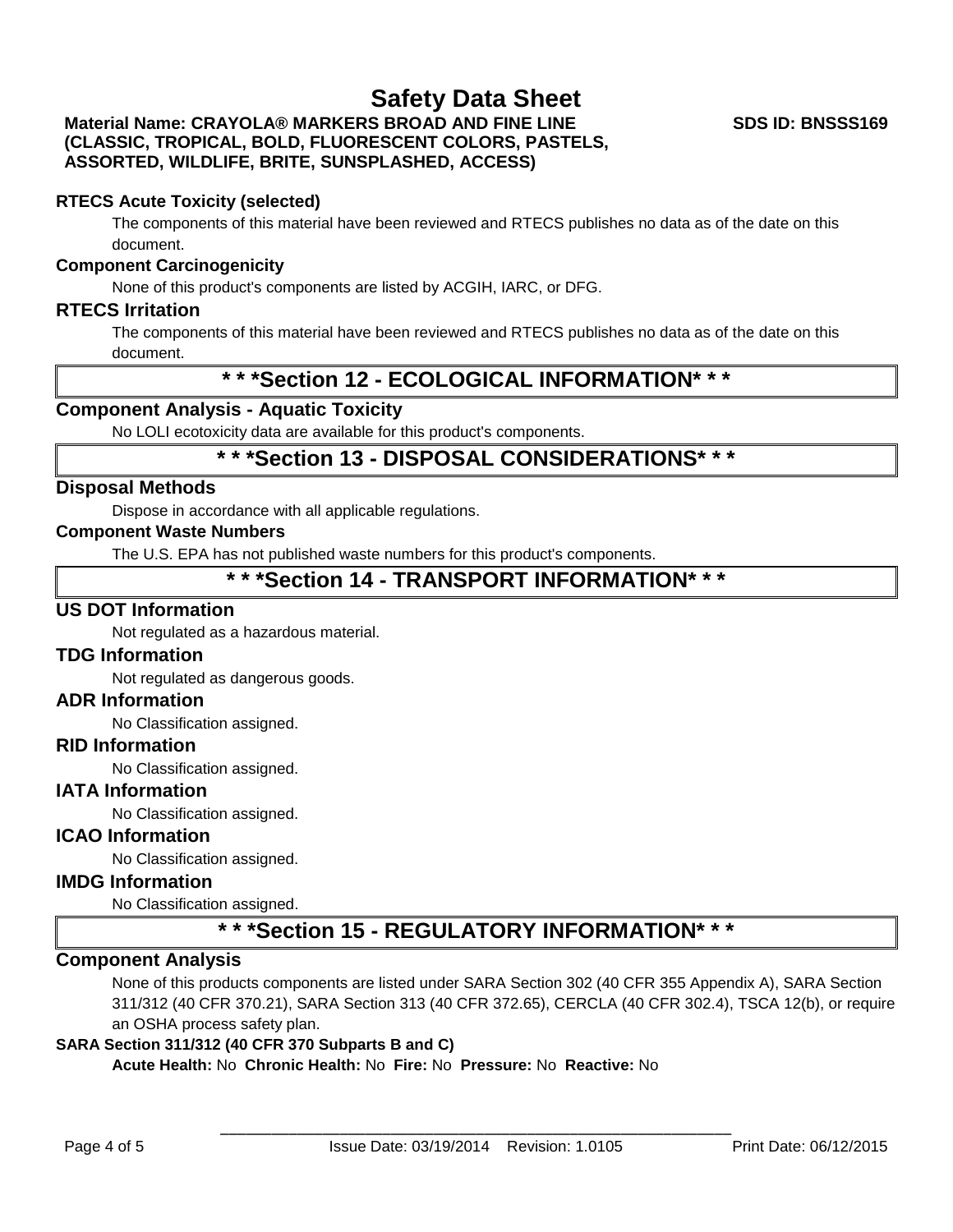### RTECS Acute Toxicity (selected)

The components of this material have been reviewed and RTECS publishes no data as of the date on this document.

### Component Carcinogenicity

None of this product's components are listed by ACGIH, IARC, or DFG.

### RTECS Irritation

The components of this material have been reviewed and RTECS publishes no data as of the date on this document.

## * * *Section 12 - ECOLOGICAL INFORMATION* * *

### Component Analysis - Aquatic Toxicity

No LOLI ecotoxicity data are available for this product's components.

## * * *Section 13 - DISPOSAL CONSIDERATIONS* * *

### Disposal Methods

Dispose in accordance with all applicable regulations.

### Component Waste Numbers

The U.S. EPA has not published waste numbers for this product's components.

## * * *Section 14 - TRANSPORT INFORMATION* * *

### US DOT Information

Not regulated as a hazardous material.

### TDG Information

Not regulated as dangerous goods.

### ADR Information

No Classification assigned.

### RID Information

No Classification assigned.

### IATA Information

No Classification assigned.

### ICAO Information

No Classification assigned.

### IMDG Information

No Classification assigned.

## * * *Section 15 - REGULATORY INFORMATION* * *

### Component Analysis

None of this products components are listed under SARA Section 302 (40 CFR 355 Appendix A), SARA Section 311/312 (40 CFR 370.21), SARA Section 313 (40 CFR 372.65), CERCLA (40 CFR 302.4), TSCA 12(b), or require an OSHA process safety plan.

**SARA Section 311/312 (40 CFR 370 Subparts B and C)**

**Acute Health:** No **Chronic Health:** No **Fire:** No **Pressure:** No **Reactive:** No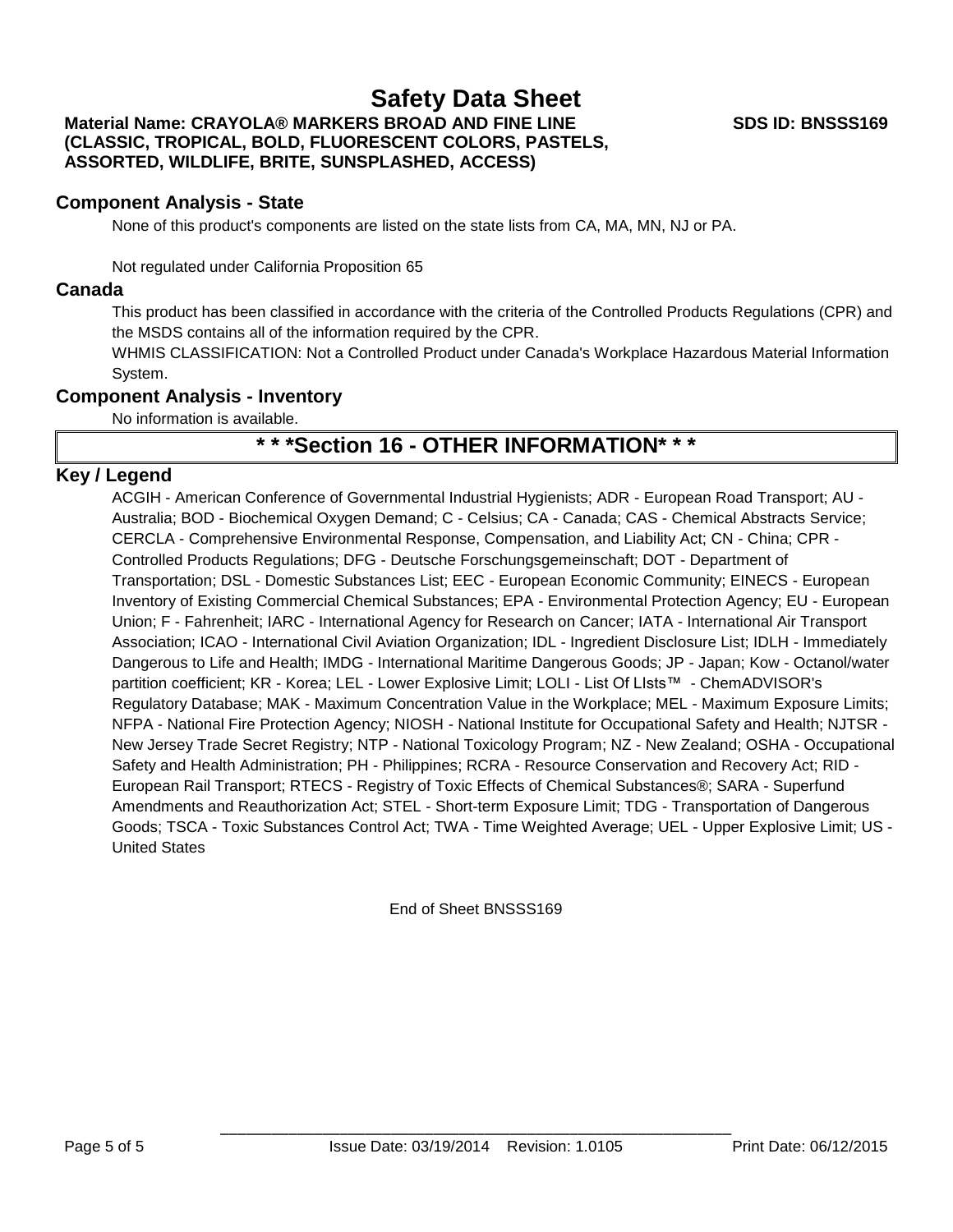## Component Analysis - State

None of this product's components are listed on the state lists from CA, MA, MN, NJ or PA.

Not regulated under California Proposition 65

## Canada

This product has been classified in accordance with the criteria of the Controlled Products Regulations (CPR) and the MSDS contains all of the information required by the CPR.
WHMIS CLASSIFICATION: Not a Controlled Product under Canada's Workplace Hazardous Material Information System.

## Component Analysis - Inventory

No information is available.

# * * *Section 16 - OTHER INFORMATION* * *

## Key / Legend

ACGIH - American Conference of Governmental Industrial Hygienists; ADR - European Road Transport; AU - Australia; BOD - Biochemical Oxygen Demand; C - Celsius; CA - Canada; CAS - Chemical Abstracts Service; CERCLA - Comprehensive Environmental Response, Compensation, and Liability Act; CN - China; CPR - Controlled Products Regulations; DFG - Deutsche Forschungsgemeinschaft; DOT - Department of Transportation; DSL - Domestic Substances List; EEC - European Economic Community; EINECS - European Inventory of Existing Commercial Chemical Substances; EPA - Environmental Protection Agency; EU - European Union; F - Fahrenheit; IARC - International Agency for Research on Cancer; IATA - International Air Transport Association; ICAO - International Civil Aviation Organization; IDL - Ingredient Disclosure List; IDLH - Immediately Dangerous to Life and Health; IMDG - International Maritime Dangerous Goods; JP - Japan; Kow - Octanol/water partition coefficient; KR - Korea; LEL - Lower Explosive Limit; LOLI - List Of LIsts™ - ChemADVISOR's Regulatory Database; MAK - Maximum Concentration Value in the Workplace; MEL - Maximum Exposure Limits; NFPA - National Fire Protection Agency; NIOSH - National Institute for Occupational Safety and Health; NJTSR - New Jersey Trade Secret Registry; NTP - National Toxicology Program; NZ - New Zealand; OSHA - Occupational Safety and Health Administration; PH - Philippines; RCRA - Resource Conservation and Recovery Act; RID - European Rail Transport; RTECS - Registry of Toxic Effects of Chemical Substances®; SARA - Superfund Amendments and Reauthorization Act; STEL - Short-term Exposure Limit; TDG - Transportation of Dangerous Goods; TSCA - Toxic Substances Control Act; TWA - Time Weighted Average; UEL - Upper Explosive Limit; US - United States

End of Sheet BNSSS169